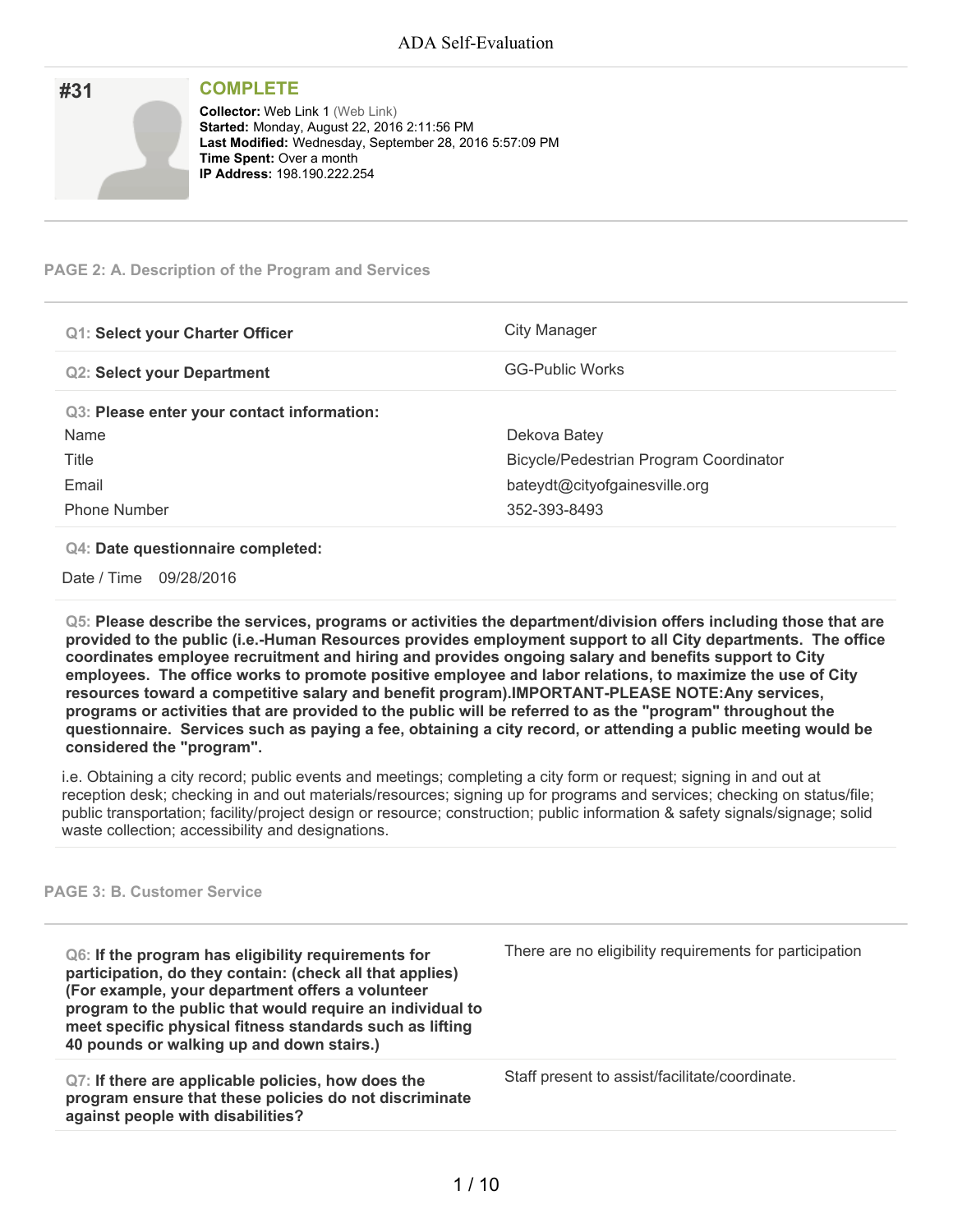# ADA Self-Evaluation

## #31

**COMPLETE**

**Collector:** Web Link 1 (Web Link)
**Started:** Monday, August 22, 2016 2:11:56 PM
**Last Modified:** Wednesday, September 28, 2016 5:57:09 PM
**Time Spent:** Over a month
**IP Address:** 198.190.222.254

---

### PAGE 2: A. Description of the Program and Services

| Question | Answer |
| --- | --- |
| **Q1: Select your Charter Officer** | City Manager |
| **Q2: Select your Department** | GG-Public Works |

**Q3: Please enter your contact information:**

| Field | Value |
| --- | --- |
| Name | Dekova Batey |
| Title | Bicycle/Pedestrian Program Coordinator |
| Email | bateydt@cityofgainesville.org |
| Phone Number | 352-393-8493 |

**Q4: Date questionnaire completed:**

Date / Time 09/28/2016

**Q5: Please describe the services, programs or activities the department/division offers including those that are provided to the public (i.e.-Human Resources provides employment support to all City departments. The office coordinates employee recruitment and hiring and provides ongoing salary and benefits support to City employees. The office works to promote positive employee and labor relations, to maximize the use of City resources toward a competitive salary and benefit program).IMPORTANT-PLEASE NOTE:Any services, programs or activities that are provided to the public will be referred to as the "program" throughout the questionnaire. Services such as paying a fee, obtaining a city record, or attending a public meeting would be considered the "program".**

i.e. Obtaining a city record; public events and meetings; completing a city form or request; signing in and out at reception desk; checking in and out materials/resources; signing up for programs and services; checking on status/file; public transportation; facility/project design or resource; construction; public information & safety signals/signage; solid waste collection; accessibility and designations.

---

### PAGE 3: B. Customer Service

| Question | Answer |
| --- | --- |
| **Q6: If the program has eligibility requirements for participation, do they contain: (check all that applies) (For example, your department offers a volunteer program to the public that would require an individual to meet specific physical fitness standards such as lifting 40 pounds or walking up and down stairs.)** | There are no eligibility requirements for participation |
| **Q7: If there are applicable policies, how does the program ensure that these policies do not discriminate against people with disabilities?** | Staff present to assist/facilitate/coordinate. |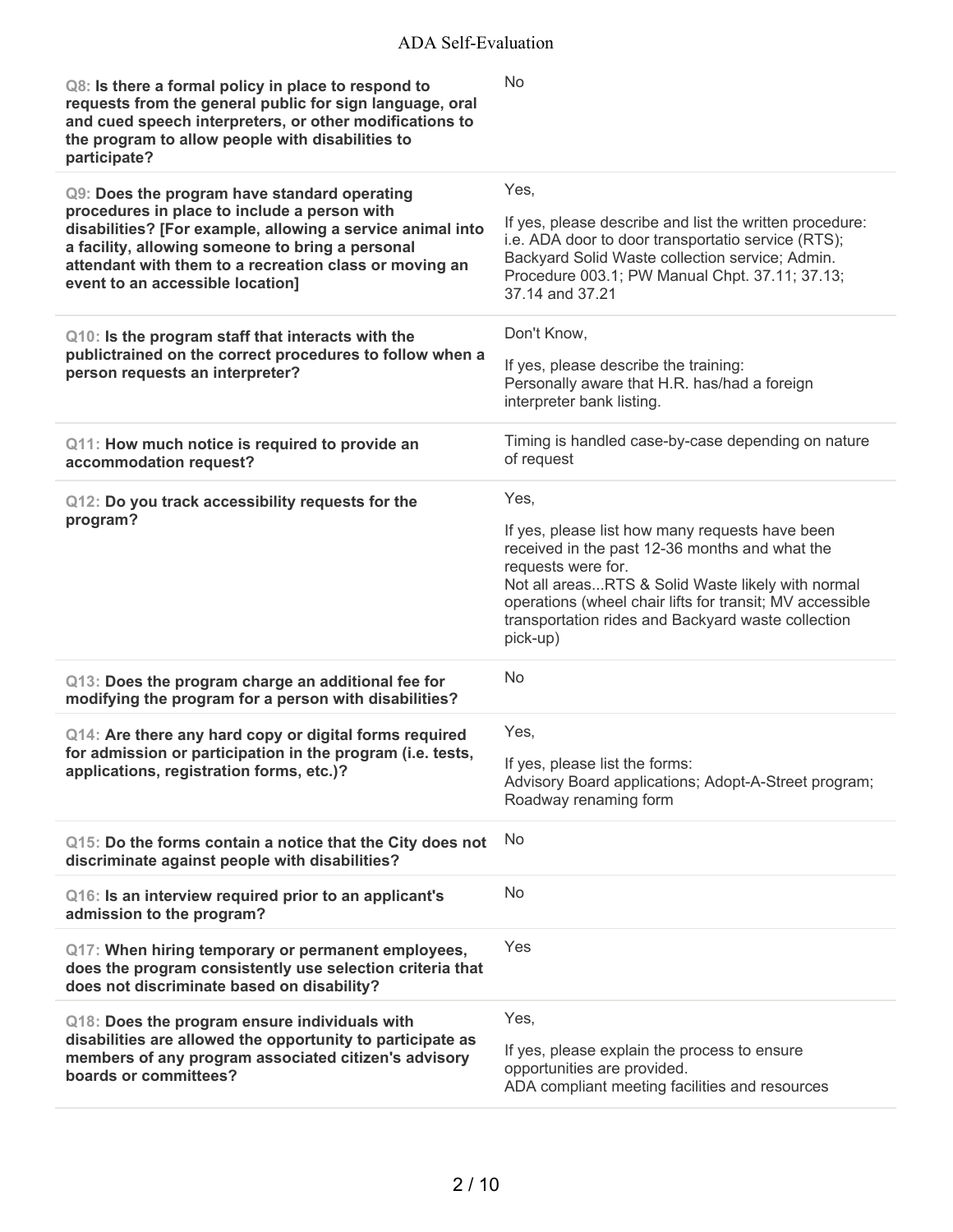**Q8: Is there a formal policy in place to respond to requests from the general public for sign language, oral and cued speech interpreters, or other modifications to the program to allow people with disabilities to participate?**

No

**Q9: Does the program have standard operating procedures in place to include a person with disabilities? [For example, allowing a service animal into a facility, allowing someone to bring a personal attendant with them to a recreation class or moving an event to an accessible location]**

Yes,

If yes, please describe and list the written procedure:
i.e. ADA door to door transportatio service (RTS); Backyard Solid Waste collection service; Admin. Procedure 003.1; PW Manual Chpt. 37.11; 37.13; 37.14 and 37.21

**Q10: Is the program staff that interacts with the publictrained on the correct procedures to follow when a person requests an interpreter?**

Don't Know,

If yes, please describe the training:
Personally aware that H.R. has/had a foreign interpreter bank listing.

**Q11: How much notice is required to provide an accommodation request?**

Timing is handled case-by-case depending on nature of request

**Q12: Do you track accessibility requests for the program?**

Yes,

If yes, please list how many requests have been received in the past 12-36 months and what the requests were for.
Not all areas...RTS & Solid Waste likely with normal operations (wheel chair lifts for transit; MV accessible transportation rides and Backyard waste collection pick-up)

**Q13: Does the program charge an additional fee for modifying the program for a person with disabilities?**

No

**Q14: Are there any hard copy or digital forms required for admission or participation in the program (i.e. tests, applications, registration forms, etc.)?**

Yes,

If yes, please list the forms:
Advisory Board applications; Adopt-A-Street program; Roadway renaming form

**Q15: Do the forms contain a notice that the City does not discriminate against people with disabilities?**

No

**Q16: Is an interview required prior to an applicant's admission to the program?**

No

**Q17: When hiring temporary or permanent employees, does the program consistently use selection criteria that does not discriminate based on disability?**

Yes

**Q18: Does the program ensure individuals with disabilities are allowed the opportunity to participate as members of any program associated citizen's advisory boards or committees?**

Yes,

If yes, please explain the process to ensure opportunities are provided.
ADA compliant meeting facilities and resources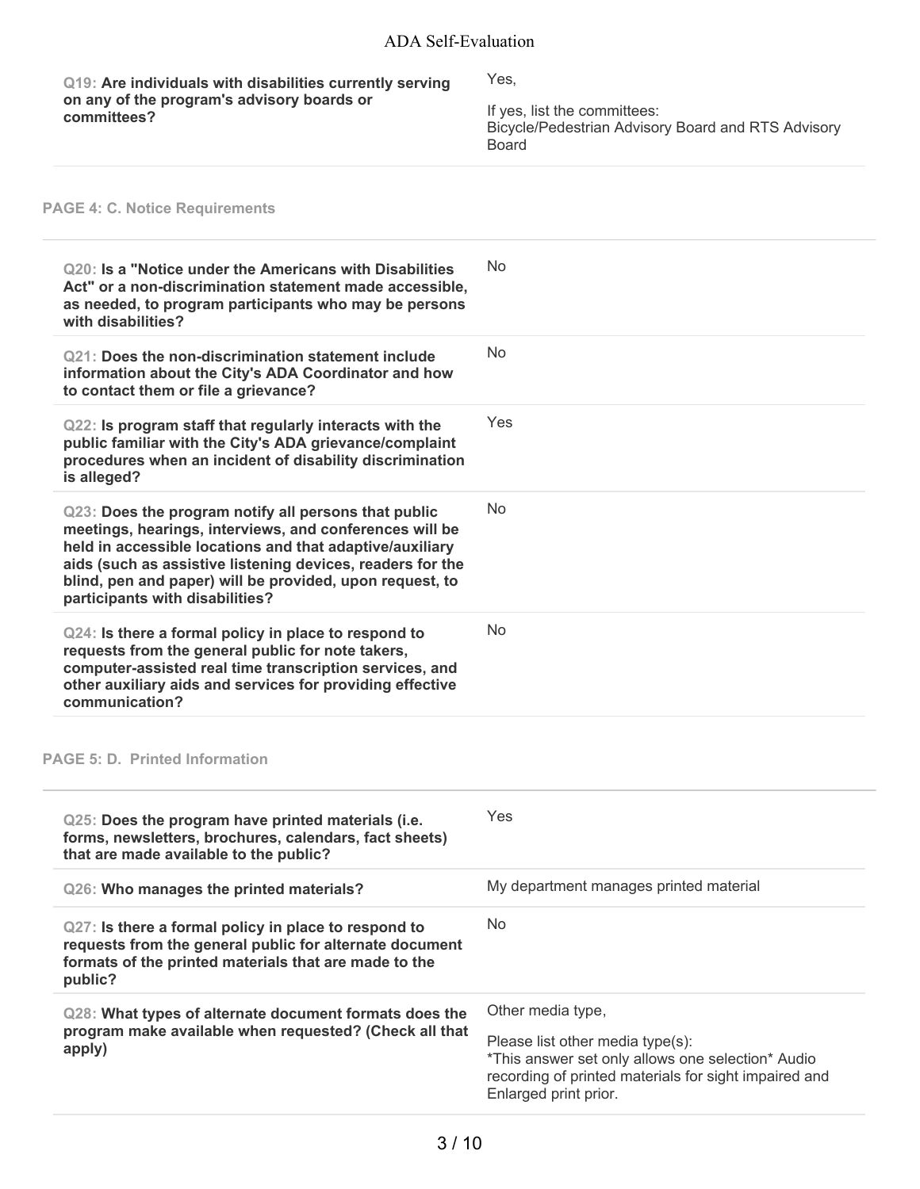| | |
|---|---|
| **Q19: Are individuals with disabilities currently serving on any of the program's advisory boards or committees?** | Yes,<br><br>If yes, list the committees:<br>Bicycle/Pedestrian Advisory Board and RTS Advisory Board |

## PAGE 4: C. Notice Requirements

| | |
|---|---|
| **Q20: Is a "Notice under the Americans with Disabilities Act" or a non-discrimination statement made accessible, as needed, to program participants who may be persons with disabilities?** | No |
| **Q21: Does the non-discrimination statement include information about the City's ADA Coordinator and how to contact them or file a grievance?** | No |
| **Q22: Is program staff that regularly interacts with the public familiar with the City's ADA grievance/complaint procedures when an incident of disability discrimination is alleged?** | Yes |
| **Q23: Does the program notify all persons that public meetings, hearings, interviews, and conferences will be held in accessible locations and that adaptive/auxiliary aids (such as assistive listening devices, readers for the blind, pen and paper) will be provided, upon request, to participants with disabilities?** | No |
| **Q24: Is there a formal policy in place to respond to requests from the general public for note takers, computer-assisted real time transcription services, and other auxiliary aids and services for providing effective communication?** | No |

## PAGE 5: D. Printed Information

| | |
|---|---|
| **Q25: Does the program have printed materials (i.e. forms, newsletters, brochures, calendars, fact sheets) that are made available to the public?** | Yes |
| **Q26: Who manages the printed materials?** | My department manages printed material |
| **Q27: Is there a formal policy in place to respond to requests from the general public for alternate document formats of the printed materials that are made to the public?** | No |
| **Q28: What types of alternate document formats does the program make available when requested? (Check all that apply)** | Other media type,<br><br>Please list other media type(s):<br>*This answer set only allows one selection* Audio recording of printed materials for sight impaired and Enlarged print prior. |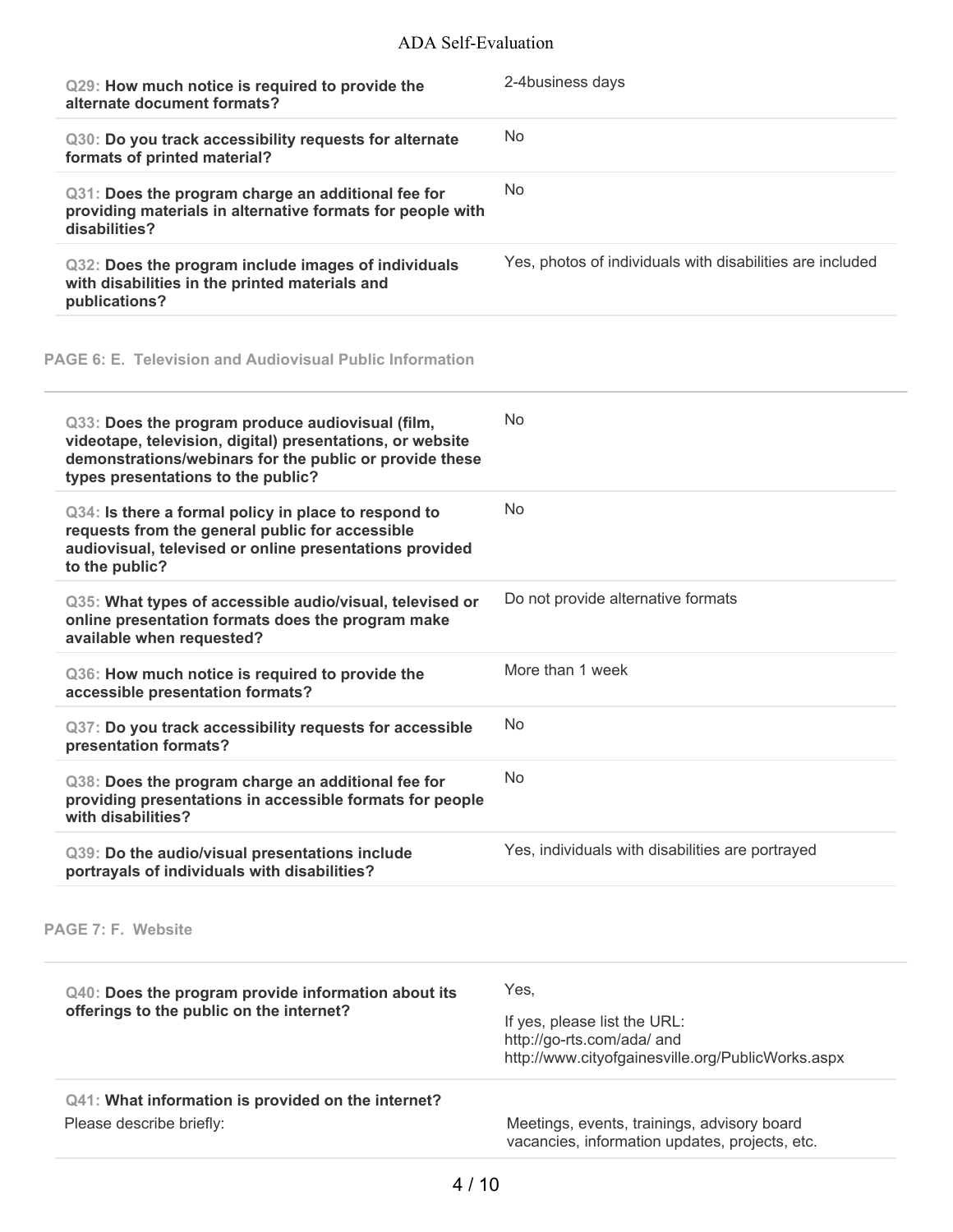| Question | Response |
| --- | --- |
| Q29: **How much notice is required to provide the alternate document formats?** | 2-4business days |
| Q30: **Do you track accessibility requests for alternate formats of printed material?** | No |
| Q31: **Does the program charge an additional fee for providing materials in alternative formats for people with disabilities?** | No |
| Q32: **Does the program include images of individuals with disabilities in the printed materials and publications?** | Yes, photos of individuals with disabilities are included |

## PAGE 6: E. Television and Audiovisual Public Information

| Question | Response |
| --- | --- |
| Q33: **Does the program produce audiovisual (film, videotape, television, digital) presentations, or website demonstrations/webinars for the public or provide these types presentations to the public?** | No |
| Q34: **Is there a formal policy in place to respond to requests from the general public for accessible audiovisual, televised or online presentations provided to the public?** | No |
| Q35: **What types of accessible audio/visual, televised or online presentation formats does the program make available when requested?** | Do not provide alternative formats |
| Q36: **How much notice is required to provide the accessible presentation formats?** | More than 1 week |
| Q37: **Do you track accessibility requests for accessible presentation formats?** | No |
| Q38: **Does the program charge an additional fee for providing presentations in accessible formats for people with disabilities?** | No |
| Q39: **Do the audio/visual presentations include portrayals of individuals with disabilities?** | Yes, individuals with disabilities are portrayed |

## PAGE 7: F. Website

| Question | Response |
| --- | --- |
| Q40: **Does the program provide information about its offerings to the public on the internet?** | Yes,<br>If yes, please list the URL: http://go-rts.com/ada/ and http://www.cityofgainesville.org/PublicWorks.aspx |
| Q41: **What information is provided on the internet?**<br>Please describe briefly: | Meetings, events, trainings, advisory board vacancies, information updates, projects, etc. |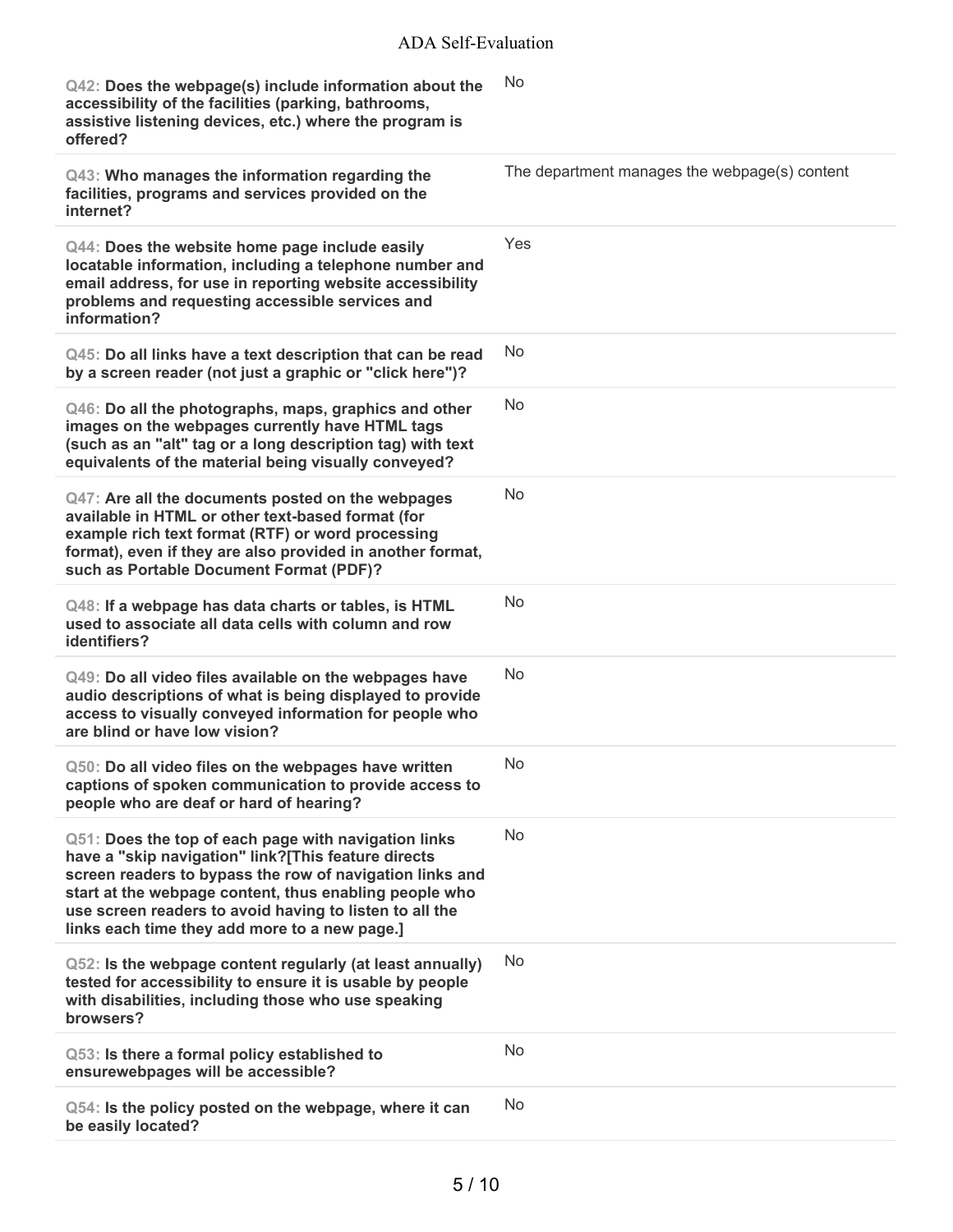| Question | Response |
| --- | --- |
| **Q42: Does the webpage(s) include information about the accessibility of the facilities (parking, bathrooms, assistive listening devices, etc.) where the program is offered?** | No |
| **Q43: Who manages the information regarding the facilities, programs and services provided on the internet?** | The department manages the webpage(s) content |
| **Q44: Does the website home page include easily locatable information, including a telephone number and email address, for use in reporting website accessibility problems and requesting accessible services and information?** | Yes |
| **Q45: Do all links have a text description that can be read by a screen reader (not just a graphic or "click here")?** | No |
| **Q46: Do all the photographs, maps, graphics and other images on the webpages currently have HTML tags (such as an "alt" tag or a long description tag) with text equivalents of the material being visually conveyed?** | No |
| **Q47: Are all the documents posted on the webpages available in HTML or other text-based format (for example rich text format (RTF) or word processing format), even if they are also provided in another format, such as Portable Document Format (PDF)?** | No |
| **Q48: If a webpage has data charts or tables, is HTML used to associate all data cells with column and row identifiers?** | No |
| **Q49: Do all video files available on the webpages have audio descriptions of what is being displayed to provide access to visually conveyed information for people who are blind or have low vision?** | No |
| **Q50: Do all video files on the webpages have written captions of spoken communication to provide access to people who are deaf or hard of hearing?** | No |
| **Q51: Does the top of each page with navigation links have a "skip navigation" link?[This feature directs screen readers to bypass the row of navigation links and start at the webpage content, thus enabling people who use screen readers to avoid having to listen to all the links each time they add more to a new page.]** | No |
| **Q52: Is the webpage content regularly (at least annually) tested for accessibility to ensure it is usable by people with disabilities, including those who use speaking browsers?** | No |
| **Q53: Is there a formal policy established to ensurewebpages will be accessible?** | No |
| **Q54: Is the policy posted on the webpage, where it can be easily located?** | No |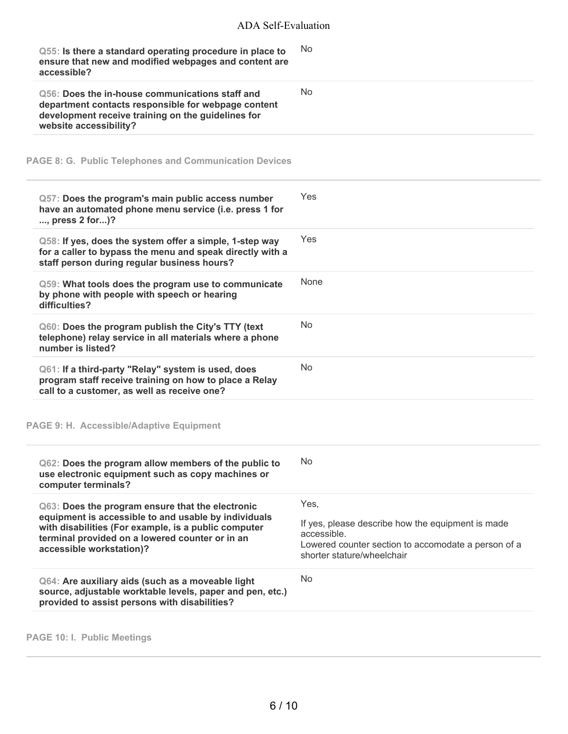**Q55: Is there a standard operating procedure in place to ensure that new and modified webpages and content are accessible?**

No

**Q56: Does the in-house communications staff and department contacts responsible for webpage content development receive training on the guidelines for website accessibility?**

No

## PAGE 8: G. Public Telephones and Communication Devices

**Q57: Does the program's main public access number have an automated phone menu service (i.e. press 1 for ..., press 2 for...)?**

Yes

**Q58: If yes, does the system offer a simple, 1-step way for a caller to bypass the menu and speak directly with a staff person during regular business hours?**

Yes

**Q59: What tools does the program use to communicate by phone with people with speech or hearing difficulties?**

None

**Q60: Does the program publish the City's TTY (text telephone) relay service in all materials where a phone number is listed?**

No

**Q61: If a third-party "Relay" system is used, does program staff receive training on how to place a Relay call to a customer, as well as receive one?**

No

## PAGE 9: H. Accessible/Adaptive Equipment

**Q62: Does the program allow members of the public to use electronic equipment such as copy machines or computer terminals?**

No

**Q63: Does the program ensure that the electronic equipment is accessible to and usable by individuals with disabilities (For example, is a public computer terminal provided on a lowered counter or in an accessible workstation)?**

Yes,

If yes, please describe how the equipment is made accessible.
Lowered counter section to accomodate a person of a shorter stature/wheelchair

**Q64: Are auxiliary aids (such as a moveable light source, adjustable worktable levels, paper and pen, etc.) provided to assist persons with disabilities?**

No

## PAGE 10: I. Public Meetings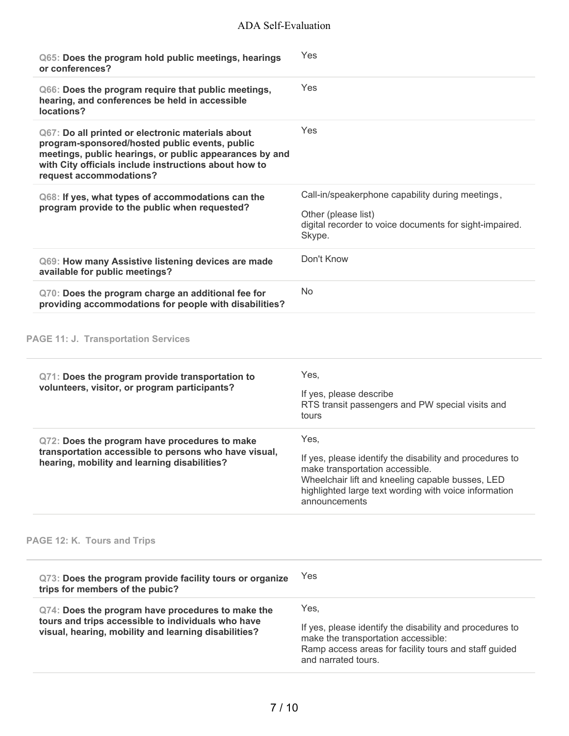| | |
|---|---|
| **Q65: Does the program hold public meetings, hearings or conferences?** | Yes |
| **Q66: Does the program require that public meetings, hearing, and conferences be held in accessible locations?** | Yes |
| **Q67: Do all printed or electronic materials about program-sponsored/hosted public events, public meetings, public hearings, or public appearances by and with City officials include instructions about how to request accommodations?** | Yes |
| **Q68: If yes, what types of accommodations can the program provide to the public when requested?** | Call-in/speakerphone capability during meetings,<br><br>Other (please list)<br>digital recorder to voice documents for sight-impaired. Skype. |
| **Q69: How many Assistive listening devices are made available for public meetings?** | Don't Know |
| **Q70: Does the program charge an additional fee for providing accommodations for people with disabilities?** | No |

## PAGE 11: J. Transportation Services

| | |
|---|---|
| **Q71: Does the program provide transportation to volunteers, visitor, or program participants?** | Yes,<br><br>If yes, please describe<br>RTS transit passengers and PW special visits and tours |
| **Q72: Does the program have procedures to make transportation accessible to persons who have visual, hearing, mobility and learning disabilities?** | Yes,<br><br>If yes, please identify the disability and procedures to make transportation accessible.<br>Wheelchair lift and kneeling capable busses, LED highlighted large text wording with voice information announcements |

## PAGE 12: K. Tours and Trips

| | |
|---|---|
| **Q73: Does the program provide facility tours or organize trips for members of the pubic?** | Yes |
| **Q74: Does the program have procedures to make the tours and trips accessible to individuals who have visual, hearing, mobility and learning disabilities?** | Yes,<br><br>If yes, please identify the disability and procedures to make the transportation accessible:<br>Ramp access areas for facility tours and staff guided and narrated tours. |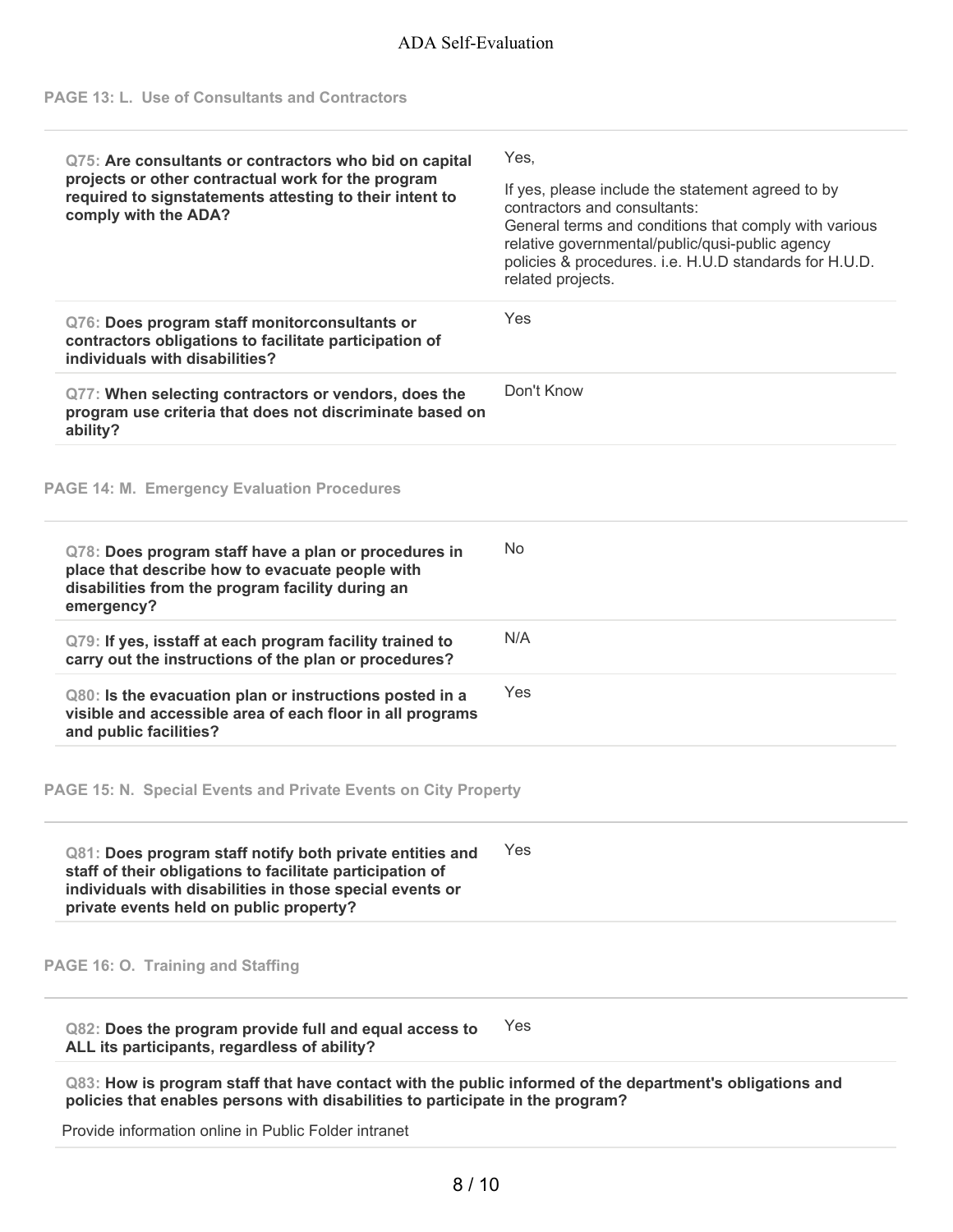## PAGE 13: L. Use of Consultants and Contractors

| Question | Answer |
| --- | --- |
| **Q75: Are consultants or contractors who bid on capital projects or other contractual work for the program required to signstatements attesting to their intent to comply with the ADA?** | Yes,<br><br>If yes, please include the statement agreed to by contractors and consultants:<br>General terms and conditions that comply with various relative governmental/public/qusi-public agency policies & procedures. i.e. H.U.D standards for H.U.D. related projects. |
| **Q76: Does program staff monitorconsultants or contractors obligations to facilitate participation of individuals with disabilities?** | Yes |
| **Q77: When selecting contractors or vendors, does the program use criteria that does not discriminate based on ability?** | Don't Know |

## PAGE 14: M. Emergency Evaluation Procedures

| Question | Answer |
| --- | --- |
| **Q78: Does program staff have a plan or procedures in place that describe how to evacuate people with disabilities from the program facility during an emergency?** | No |
| **Q79: If yes, isstaff at each program facility trained to carry out the instructions of the plan or procedures?** | N/A |
| **Q80: Is the evacuation plan or instructions posted in a visible and accessible area of each floor in all programs and public facilities?** | Yes |

## PAGE 15: N. Special Events and Private Events on City Property

| Question | Answer |
| --- | --- |
| **Q81: Does program staff notify both private entities and staff of their obligations to facilitate participation of individuals with disabilities in those special events or private events held on public property?** | Yes |

## PAGE 16: O. Training and Staffing

| Question | Answer |
| --- | --- |
| **Q82: Does the program provide full and equal access to ALL its participants, regardless of ability?** | Yes |

**Q83: How is program staff that have contact with the public informed of the department's obligations and policies that enables persons with disabilities to participate in the program?**

Provide information online in Public Folder intranet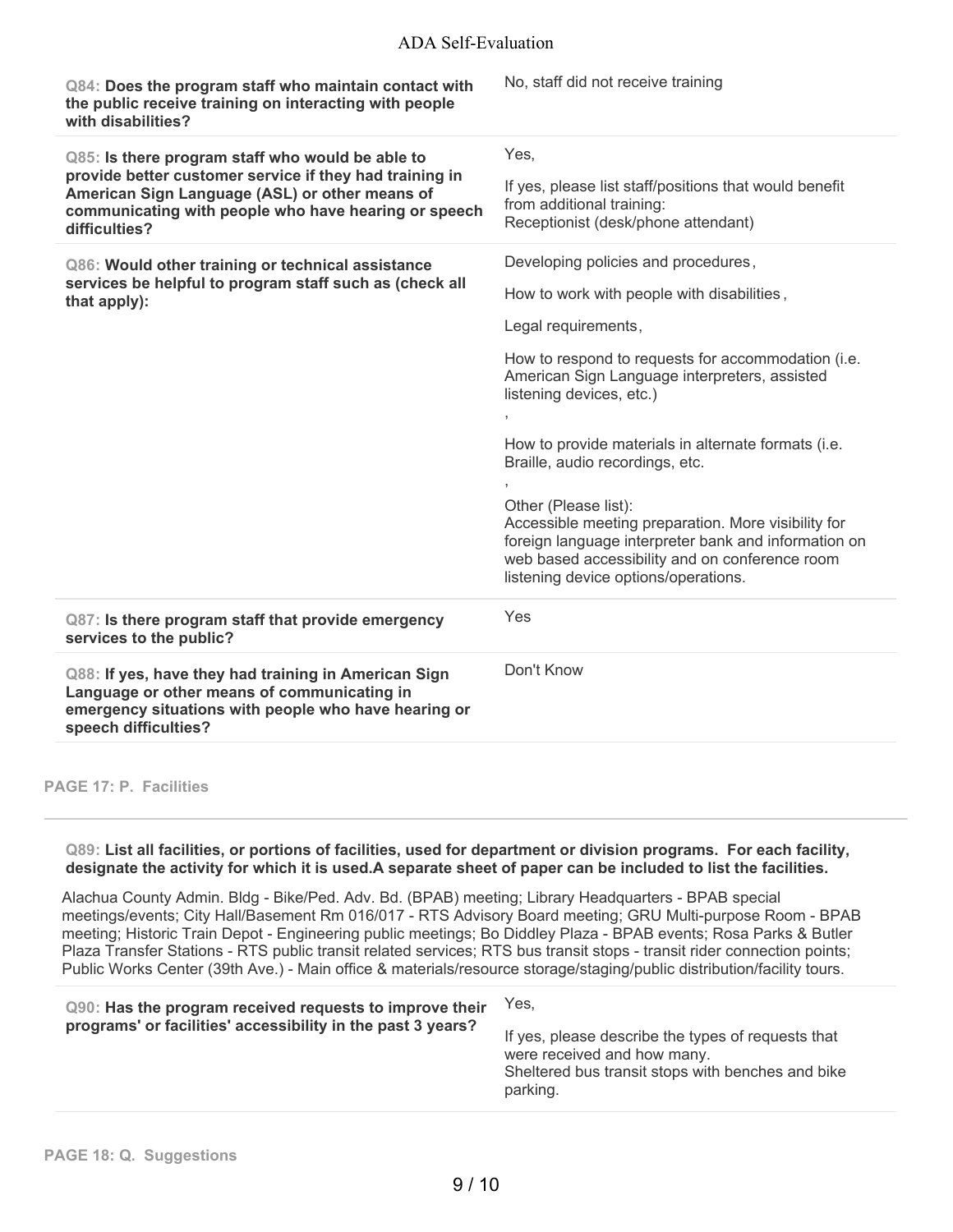**Q84: Does the program staff who maintain contact with the public receive training on interacting with people with disabilities?**

No, staff did not receive training

**Q85: Is there program staff who would be able to provide better customer service if they had training in American Sign Language (ASL) or other means of communicating with people who have hearing or speech difficulties?**

Yes,

If yes, please list staff/positions that would benefit from additional training:
Receptionist (desk/phone attendant)

**Q86: Would other training or technical assistance services be helpful to program staff such as (check all that apply):**

Developing policies and procedures,

How to work with people with disabilities,

Legal requirements,

How to respond to requests for accommodation (i.e. American Sign Language interpreters, assisted listening devices, etc.)

,

How to provide materials in alternate formats (i.e. Braille, audio recordings, etc.

,

Other (Please list):
Accessible meeting preparation. More visibility for foreign language interpreter bank and information on web based accessibility and on conference room listening device options/operations.

**Q87: Is there program staff that provide emergency services to the public?**

Yes

**Q88: If yes, have they had training in American Sign Language or other means of communicating in emergency situations with people who have hearing or speech difficulties?**

Don't Know

## PAGE 17: P. Facilities

**Q89: List all facilities, or portions of facilities, used for department or division programs. For each facility, designate the activity for which it is used.A separate sheet of paper can be included to list the facilities.**

Alachua County Admin. Bldg - Bike/Ped. Adv. Bd. (BPAB) meeting; Library Headquarters - BPAB special meetings/events; City Hall/Basement Rm 016/017 - RTS Advisory Board meeting; GRU Multi-purpose Room - BPAB meeting; Historic Train Depot - Engineering public meetings; Bo Diddley Plaza - BPAB events; Rosa Parks & Butler Plaza Transfer Stations - RTS public transit related services; RTS bus transit stops - transit rider connection points; Public Works Center (39th Ave.) - Main office & materials/resource storage/staging/public distribution/facility tours.

**Q90: Has the program received requests to improve their programs' or facilities' accessibility in the past 3 years?**

Yes,

If yes, please describe the types of requests that were received and how many.
Sheltered bus transit stops with benches and bike parking.

## PAGE 18: Q. Suggestions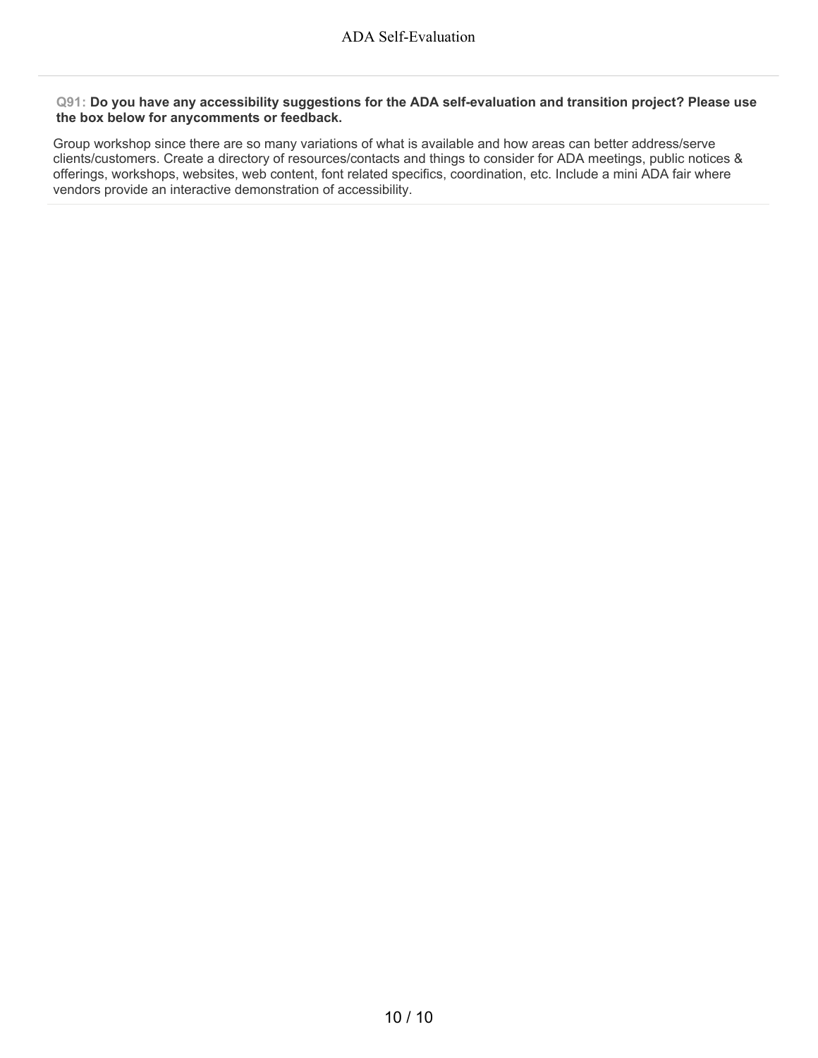**Q91: Do you have any accessibility suggestions for the ADA self-evaluation and transition project? Please use the box below for anycomments or feedback.**

Group workshop since there are so many variations of what is available and how areas can better address/serve clients/customers. Create a directory of resources/contacts and things to consider for ADA meetings, public notices & offerings, workshops, websites, web content, font related specifics, coordination, etc. Include a mini ADA fair where vendors provide an interactive demonstration of accessibility.